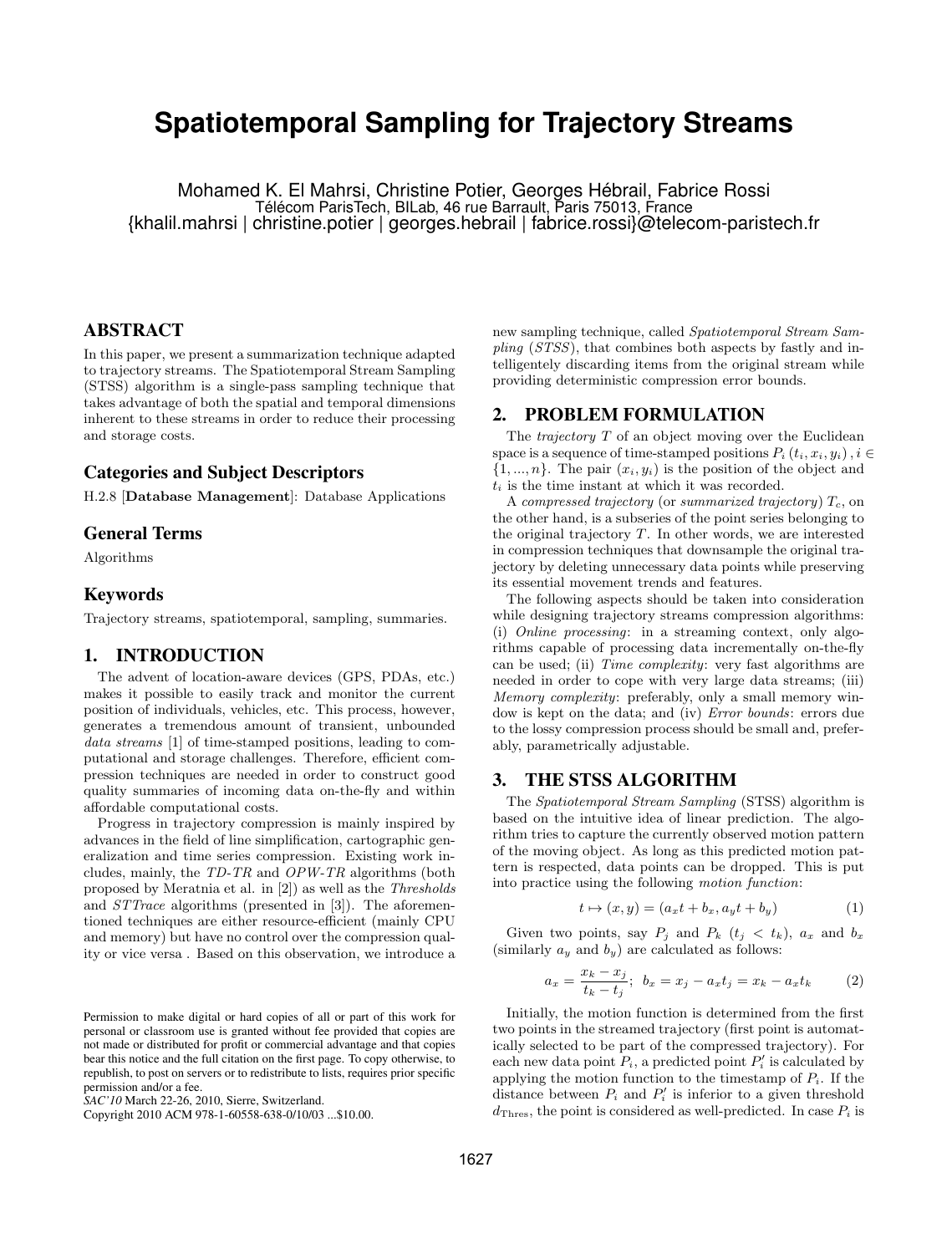# Spatiotemporal Sampling for Trajectory Streams

Mohamed K. El Mahrsi, Christine Potier, Georges Hébrail, Fabrice Rossi
Télécom ParisTech, BILab, 46 rue Barrault, Paris 75013, France
{khalil.mahrsi | christine.potier | georges.hebrail | fabrice.rossi}@telecom-paristech.fr

## ABSTRACT

In this paper, we present a summarization technique adapted to trajectory streams. The Spatiotemporal Stream Sampling (STSS) algorithm is a single-pass sampling technique that takes advantage of both the spatial and temporal dimensions inherent to these streams in order to reduce their processing and storage costs.

### Categories and Subject Descriptors

H.2.8 [**Database Management**]: Database Applications

### General Terms

Algorithms

### Keywords

Trajectory streams, spatiotemporal, sampling, summaries.

## 1. INTRODUCTION

The advent of location-aware devices (GPS, PDAs, etc.) makes it possible to easily track and monitor the current position of individuals, vehicles, etc. This process, however, generates a tremendous amount of transient, unbounded *data streams* [1] of time-stamped positions, leading to computational and storage challenges. Therefore, efficient compression techniques are needed in order to construct good quality summaries of incoming data on-the-fly and within affordable computational costs.

Progress in trajectory compression is mainly inspired by advances in the field of line simplification, cartographic generalization and time series compression. Existing work includes, mainly, the *TD-TR* and *OPW-TR* algorithms (both proposed by Meratnia et al. in [2]) as well as the *Thresholds* and *STTrace* algorithms (presented in [3]). The aforementioned techniques are either resource-efficient (mainly CPU and memory) but have no control over the compression quality or vice versa . Based on this observation, we introduce a new sampling technique, called *Spatiotemporal Stream Sampling* (*STSS*), that combines both aspects by fastly and intelligentely discarding items from the original stream while providing deterministic compression error bounds.

Permission to make digital or hard copies of all or part of this work for personal or classroom use is granted without fee provided that copies are not made or distributed for profit or commercial advantage and that copies bear this notice and the full citation on the first page. To copy otherwise, to republish, to post on servers or to redistribute to lists, requires prior specific permission and/or a fee.
*SAC'10* March 22-26, 2010, Sierre, Switzerland.
Copyright 2010 ACM 978-1-60558-638-0/10/03 ...$10.00.

## 2. PROBLEM FORMULATION

The *trajectory* $T$ of an object moving over the Euclidean space is a sequence of time-stamped positions $P_i\left(t_i, x_i, y_i\right), i \in \{1, ..., n\}$. The pair $(x_i, y_i)$ is the position of the object and $t_i$ is the time instant at which it was recorded.

A *compressed trajectory* (or *summarized trajectory*) $T_c$, on the other hand, is a subseries of the point series belonging to the original trajectory $T$. In other words, we are interested in compression techniques that downsample the original trajectory by deleting unnecessary data points while preserving its essential movement trends and features.

The following aspects should be taken into consideration while designing trajectory streams compression algorithms: (i) *Online processing*: in a streaming context, only algorithms capable of processing data incrementally on-the-fly can be used; (ii) *Time complexity*: very fast algorithms are needed in order to cope with very large data streams; (iii) *Memory complexity*: preferably, only a small memory window is kept on the data; and (iv) *Error bounds*: errors due to the lossy compression process should be small and, preferably, parametrically adjustable.

## 3. THE STSS ALGORITHM

The *Spatiotemporal Stream Sampling* (STSS) algorithm is based on the intuitive idea of linear prediction. The algorithm tries to capture the currently observed motion pattern of the moving object. As long as this predicted motion pattern is respected, data points can be dropped. This is put into practice using the following *motion function*:

$$t \mapsto (x, y) = (a_x t + b_x, a_y t + b_y) \tag{1}$$

Given two points, say $P_j$ and $P_k$ ($t_j < t_k$), $a_x$ and $b_x$ (similarly $a_y$ and $b_y$) are calculated as follows:

$$a_x = \frac{x_k - x_j}{t_k - t_j};\;\; b_x = x_j - a_x t_j = x_k - a_x t_k \tag{2}$$

Initially, the motion function is determined from the first two points in the streamed trajectory (first point is automatically selected to be part of the compressed trajectory). For each new data point $P_i$, a predicted point $P'_i$ is calculated by applying the motion function to the timestamp of $P_i$. If the distance between $P_i$ and $P'_i$ is inferior to a given threshold $d_{\text{Thres}}$, the point is considered as well-predicted. In case $P_i$ is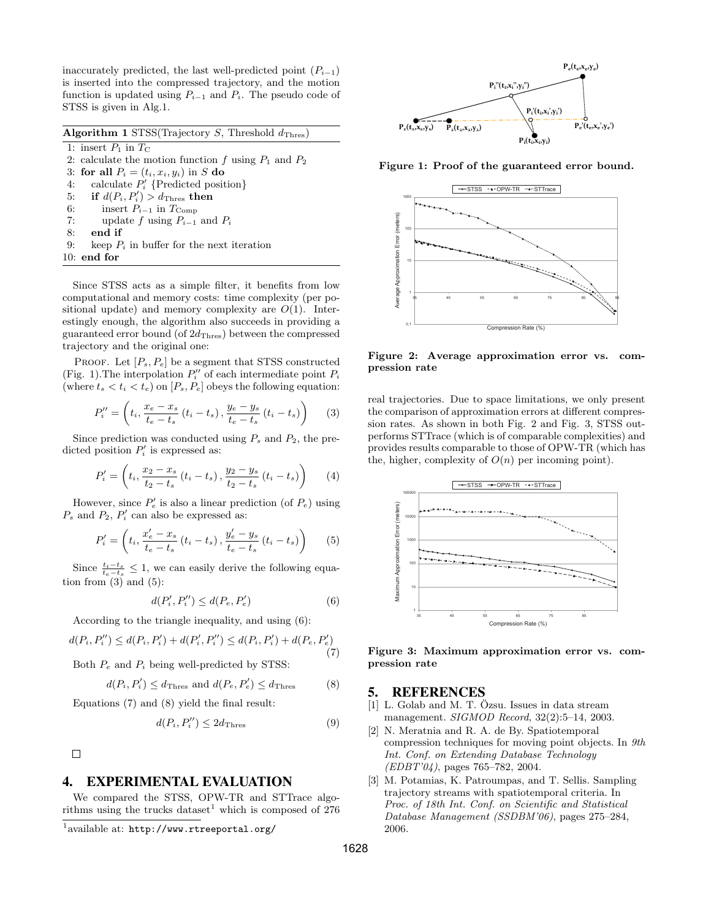inaccurately predicted, the last well-predicted point ($P_{i-1}$) is inserted into the compressed trajectory, and the motion function is updated using $P_{i-1}$ and $P_i$. The pseudo code of STSS is given in Alg.1.

**Algorithm 1** STSS(Trajectory $S$, Threshold $d_{\text{Thres}}$)

```
1: insert P_1 in T_C
2: calculate the motion function f using P_1 and P_2
3: for all P_i = (t_i, x_i, y_i) in S do
4:    calculate P'_i {Predicted position}
5:    if d(P_i, P'_i) > d_Thres then
6:       insert P_{i-1} in T_Comp
7:       update f using P_{i-1} and P_i
8:    end if
9:    keep P_i in buffer for the next iteration
10: end for
```

Since STSS acts as a simple filter, it benefits from low computational and memory costs: time complexity (per positional update) and memory complexity are $O(1)$. Interestingly enough, the algorithm also succeeds in providing a guaranteed error bound (of $2d_{\text{Thres}}$) between the compressed trajectory and the original one:

PROOF. Let $[P_s, P_e]$ be a segment that STSS constructed (Fig. 1).The interpolation $P_i''$ of each intermediate point $P_i$ (where $t_s < t_i < t_e$) on $[P_s, P_e]$ obeys the following equation:

$$P_i'' = \left(t_i, \frac{x_e - x_s}{t_e - t_s}(t_i - t_s), \frac{y_e - y_s}{t_e - t_s}(t_i - t_s)\right) \quad (3)$$

Since prediction was conducted using $P_s$ and $P_2$, the predicted position $P_i'$ is expressed as:

$$P_i' = \left(t_i, \frac{x_2 - x_s}{t_2 - t_s}(t_i - t_s), \frac{y_2 - y_s}{t_2 - t_s}(t_i - t_s)\right) \quad (4)$$

However, since $P_e'$ is also a linear prediction (of $P_e$) using $P_s$ and $P_2$, $P_i'$ can also be expressed as:

$$P_i' = \left(t_i, \frac{x_e' - x_s}{t_e - t_s}(t_i - t_s), \frac{y_e' - y_s}{t_e - t_s}(t_i - t_s)\right) \quad (5)$$

Since $\frac{t_i - t_s}{t_e - t_s} \leq 1$, we can easily derive the following equation from (3) and (5):

$$d(P_i', P_i'') \leq d(P_e, P_e') \quad (6)$$

According to the triangle inequality, and using (6):

$$d(P_i, P_i'') \leq d(P_i, P_i') + d(P_i', P_i'') \leq d(P_i, P_i') + d(P_e, P_e') \quad (7)$$

Both $P_e$ and $P_i$ being well-predicted by STSS:

$$d(P_i, P_i') \leq d_{\text{Thres}} \text{ and } d(P_e, P_e') \leq d_{\text{Thres}} \quad (8)$$

Equations (7) and (8) yield the final result:

$$d(P_i, P_i'') \leq 2d_{\text{Thres}} \quad (9)$$

□

## 4. EXPERIMENTAL EVALUATION

We compared the STSS, OPW-TR and STTrace algorithms using the trucks dataset[1] which is composed of 276 real trajectories. Due to space limitations, we only present the comparison of approximation errors at different compression rates. As shown in both Fig. 2 and Fig. 3, STSS outperforms STTrace (which is of comparable complexities) and provides results comparable to those of OPW-TR (which has the, higher, complexity of $O(n)$ per incoming point).

[1] available at: http://www.rtreeportal.org/

$P_e(t_e,x_e,y_e)$
$P_i''(t_i,x_i'',y_i'')$
$P_i'(t_i,x_i',y_i')$
$P_s(t_s,x_s,y_s)$
$P_2(t_2,x_2,y_2)$
$P_e'(t_e,x_e',y_e')$
$P_i(t_i,x_i,y_i)$

**Figure 1: Proof of the guaranteed error bound.**

STSS
OPW-TR
STTrace
Average Approximation Error (meters)
1000
100
10
1
0,1
35 45 55 65 75 85 95
Compression Rate (%)

**Figure 2: Average approximation error vs. compression rate**

STSS
OPW-TR
STTrace
Maximum Approximation Error (meters)
100000
10000
1000
100
10
1
35 45 55 65 75 85
Compression Rate (%)

**Figure 3: Maximum approximation error vs. compression rate**

## 5. REFERENCES

[1] L. Golab and M. T. Özsu. Issues in data stream management. *SIGMOD Record*, 32(2):5–14, 2003.

[2] N. Meratnia and R. A. de By. Spatiotemporal compression techniques for moving point objects. In *9th Int. Conf. on Extending Database Technology (EDBT'04)*, pages 765–782, 2004.

[3] M. Potamias, K. Patroumpas, and T. Sellis. Sampling trajectory streams with spatiotemporal criteria. In *Proc. of 18th Int. Conf. on Scientific and Statistical Database Management (SSDBM'06)*, pages 275–284, 2006.